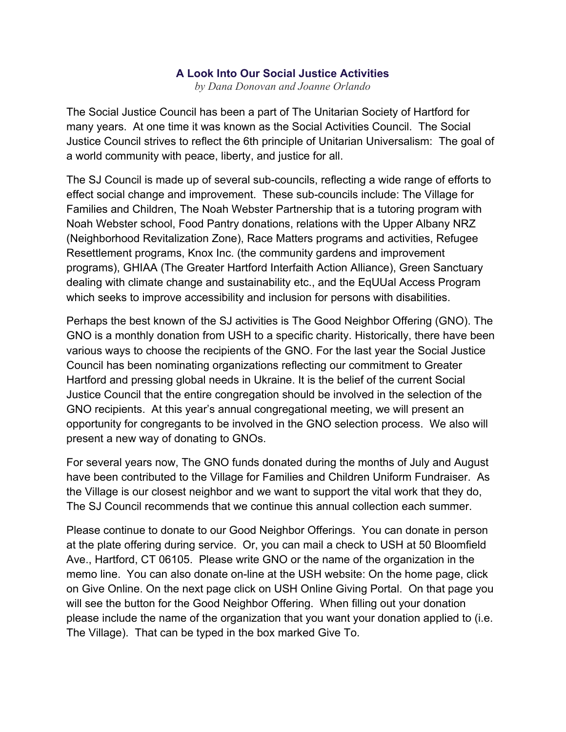# A Look Into Our Social Justice Activities

*by Dana Donovan and Joanne Orlando*

The Social Justice Council has been a part of The Unitarian Society of Hartford for many years. At one time it was known as the Social Activities Council. The Social Justice Council strives to reflect the 6th principle of Unitarian Universalism: The goal of a world community with peace, liberty, and justice for all.

The SJ Council is made up of several sub-councils, reflecting a wide range of efforts to effect social change and improvement. These sub-councils include: The Village for Families and Children, The Noah Webster Partnership that is a tutoring program with Noah Webster school, Food Pantry donations, relations with the Upper Albany NRZ (Neighborhood Revitalization Zone), Race Matters programs and activities, Refugee Resettlement programs, Knox Inc. (the community gardens and improvement programs), GHIAA (The Greater Hartford Interfaith Action Alliance), Green Sanctuary dealing with climate change and sustainability etc., and the EqUUal Access Program which seeks to improve accessibility and inclusion for persons with disabilities.

Perhaps the best known of the SJ activities is The Good Neighbor Offering (GNO). The GNO is a monthly donation from USH to a specific charity. Historically, there have been various ways to choose the recipients of the GNO. For the last year the Social Justice Council has been nominating organizations reflecting our commitment to Greater Hartford and pressing global needs in Ukraine. It is the belief of the current Social Justice Council that the entire congregation should be involved in the selection of the GNO recipients. At this year's annual congregational meeting, we will present an opportunity for congregants to be involved in the GNO selection process. We also will present a new way of donating to GNOs.

For several years now, The GNO funds donated during the months of July and August have been contributed to the Village for Families and Children Uniform Fundraiser. As the Village is our closest neighbor and we want to support the vital work that they do, The SJ Council recommends that we continue this annual collection each summer.

Please continue to donate to our Good Neighbor Offerings. You can donate in person at the plate offering during service. Or, you can mail a check to USH at 50 Bloomfield Ave., Hartford, CT 06105. Please write GNO or the name of the organization in the memo line. You can also donate on-line at the USH website: On the home page, click on Give Online. On the next page click on USH Online Giving Portal. On that page you will see the button for the Good Neighbor Offering. When filling out your donation please include the name of the organization that you want your donation applied to (i.e. The Village). That can be typed in the box marked Give To.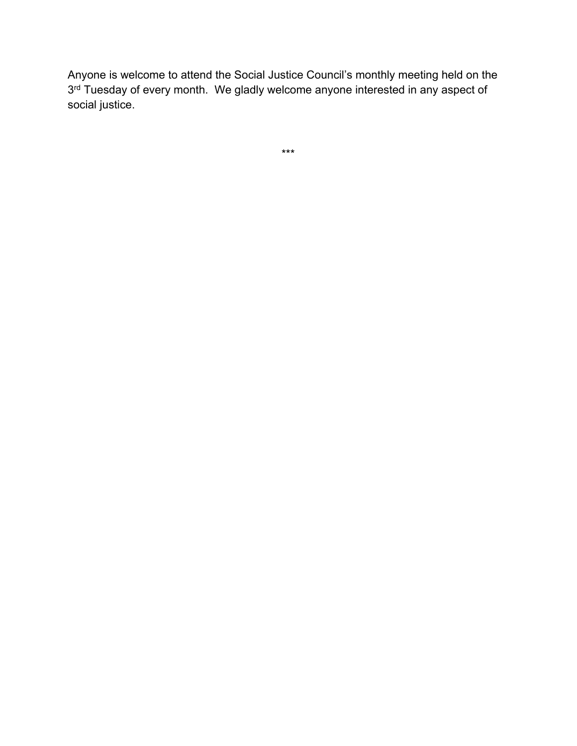Anyone is welcome to attend the Social Justice Council's monthly meeting held on the 3rd Tuesday of every month. We gladly welcome anyone interested in any aspect of social justice.

***